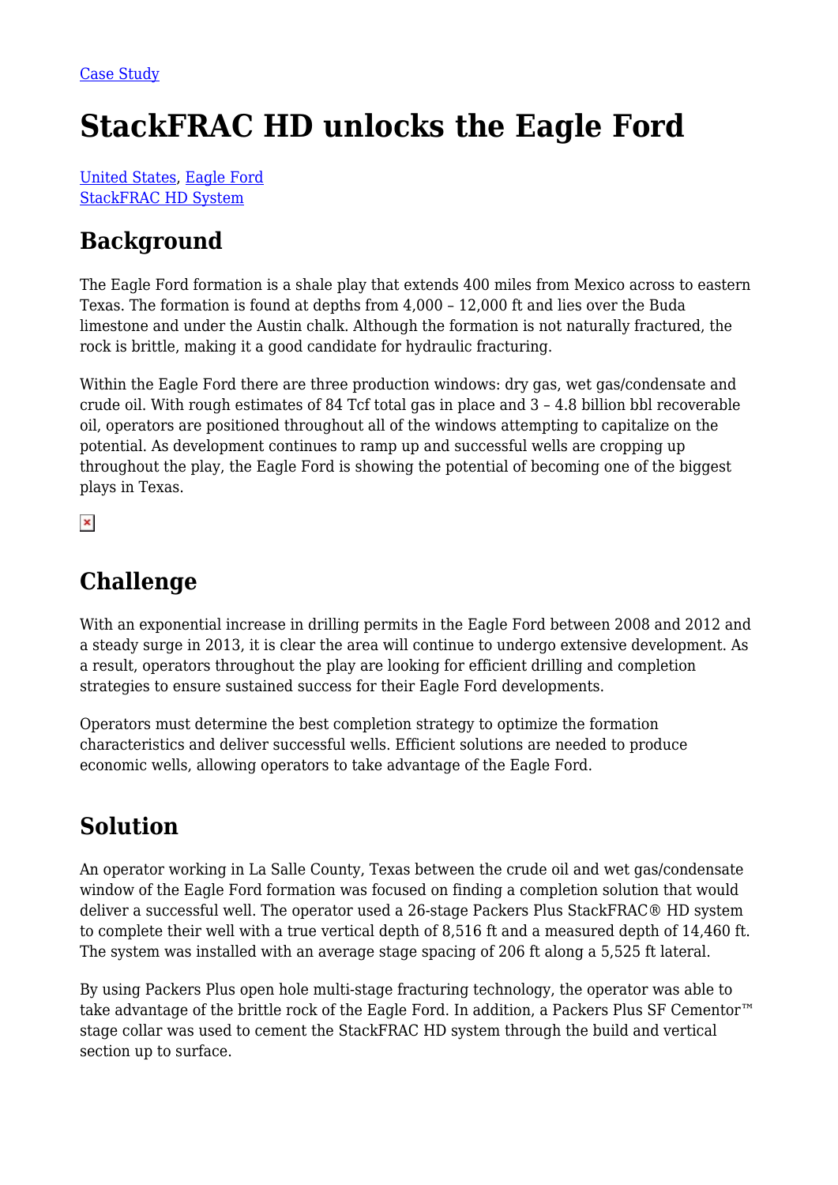Case Study

# StackFRAC HD unlocks the Eagle Ford

United States, Eagle Ford
StackFRAC HD System

## Background

The Eagle Ford formation is a shale play that extends 400 miles from Mexico across to eastern Texas. The formation is found at depths from 4,000 – 12,000 ft and lies over the Buda limestone and under the Austin chalk. Although the formation is not naturally fractured, the rock is brittle, making it a good candidate for hydraulic fracturing.

Within the Eagle Ford there are three production windows: dry gas, wet gas/condensate and crude oil. With rough estimates of 84 Tcf total gas in place and 3 – 4.8 billion bbl recoverable oil, operators are positioned throughout all of the windows attempting to capitalize on the potential. As development continues to ramp up and successful wells are cropping up throughout the play, the Eagle Ford is showing the potential of becoming one of the biggest plays in Texas.

## Challenge

With an exponential increase in drilling permits in the Eagle Ford between 2008 and 2012 and a steady surge in 2013, it is clear the area will continue to undergo extensive development. As a result, operators throughout the play are looking for efficient drilling and completion strategies to ensure sustained success for their Eagle Ford developments.

Operators must determine the best completion strategy to optimize the formation characteristics and deliver successful wells. Efficient solutions are needed to produce economic wells, allowing operators to take advantage of the Eagle Ford.

## Solution

An operator working in La Salle County, Texas between the crude oil and wet gas/condensate window of the Eagle Ford formation was focused on finding a completion solution that would deliver a successful well. The operator used a 26-stage Packers Plus StackFRAC® HD system to complete their well with a true vertical depth of 8,516 ft and a measured depth of 14,460 ft. The system was installed with an average stage spacing of 206 ft along a 5,525 ft lateral.

By using Packers Plus open hole multi-stage fracturing technology, the operator was able to take advantage of the brittle rock of the Eagle Ford. In addition, a Packers Plus SF Cementor™ stage collar was used to cement the StackFRAC HD system through the build and vertical section up to surface.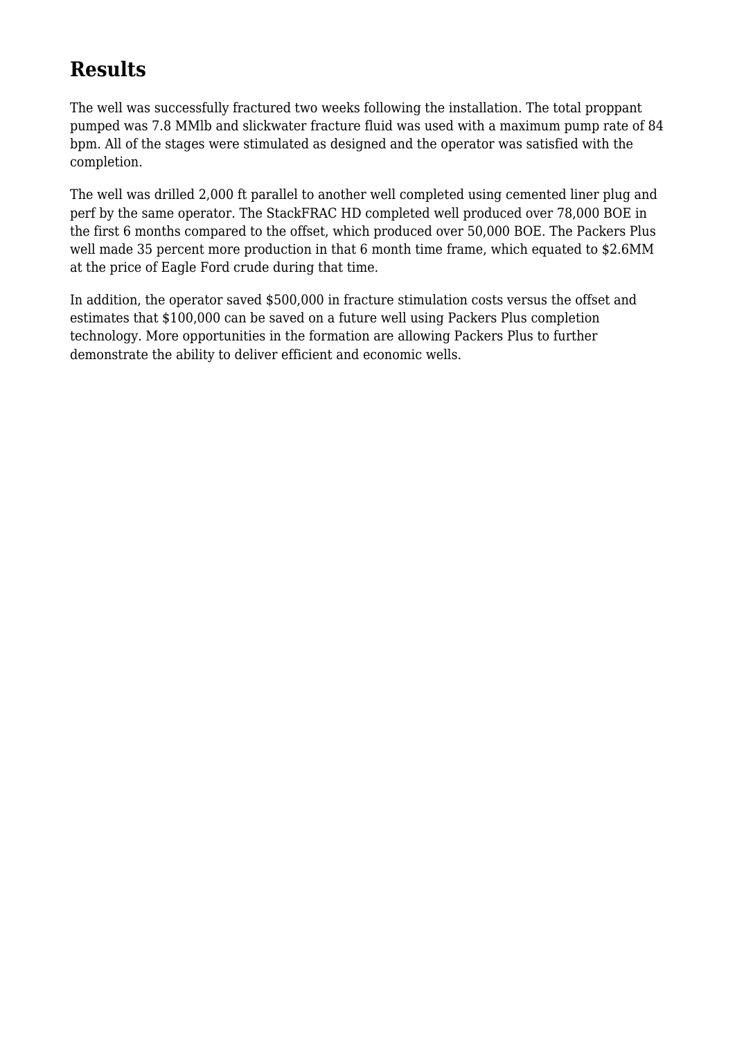## Results

The well was successfully fractured two weeks following the installation. The total proppant pumped was 7.8 MMlb and slickwater fracture fluid was used with a maximum pump rate of 84 bpm. All of the stages were stimulated as designed and the operator was satisfied with the completion.

The well was drilled 2,000 ft parallel to another well completed using cemented liner plug and perf by the same operator. The StackFRAC HD completed well produced over 78,000 BOE in the first 6 months compared to the offset, which produced over 50,000 BOE. The Packers Plus well made 35 percent more production in that 6 month time frame, which equated to $2.6MM at the price of Eagle Ford crude during that time.

In addition, the operator saved $500,000 in fracture stimulation costs versus the offset and estimates that $100,000 can be saved on a future well using Packers Plus completion technology. More opportunities in the formation are allowing Packers Plus to further demonstrate the ability to deliver efficient and economic wells.